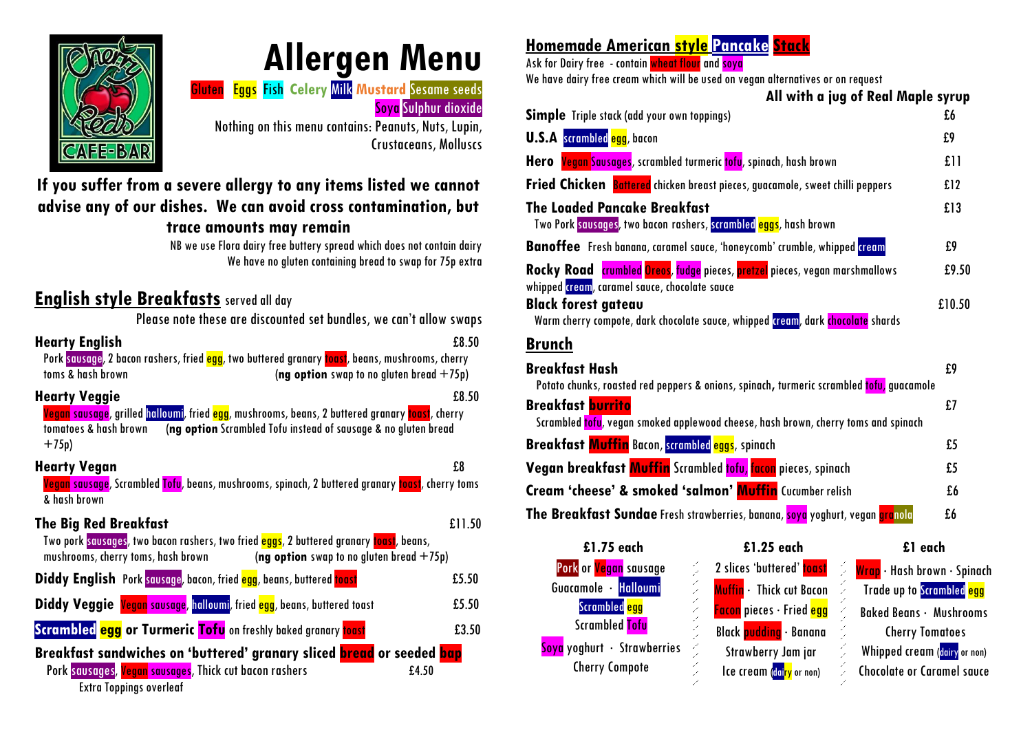# Allergen Menu

Gluten Eggs Fish Celery Milk Mustard Sesame seeds Soya Sulphur dioxide

Nothing on this menu contains: Peanuts, Nuts, Lupin, Crustaceans, Molluscs

**If you suffer from a severe allergy to any items listed we cannot advise any of our dishes. We can avoid cross contamination, but trace amounts may remain**

NB we use Flora dairy free buttery spread which does not contain dairy
We have no gluten containing bread to swap for 75p extra

## English style Breakfasts served all day

Please note these are discounted set bundles, we can't allow swaps

**Hearty English** £8.50
Pork sausage, 2 bacon rashers, fried egg, two buttered granary toast, beans, mushrooms, cherry toms & hash brown (**ng option** swap to no gluten bread +75p)

**Hearty Veggie** £8.50
Vegan sausage, grilled halloumi, fried egg, mushrooms, beans, 2 buttered granary toast, cherry tomatoes & hash brown (**ng option** Scrambled Tofu instead of sausage & no gluten bread +75p)

**Hearty Vegan** £8
Vegan sausage, Scrambled Tofu, beans, mushrooms, spinach, 2 buttered granary toast, cherry toms & hash brown

**The Big Red Breakfast** £11.50
Two pork sausages, two bacon rashers, two fried eggs, 2 buttered granary toast, beans, mushrooms, cherry toms, hash brown (**ng option** swap to no gluten bread +75p)

**Diddy English** Pork sausage, bacon, fried egg, beans, buttered toast £5.50

**Diddy Veggie** Vegan sausage, halloumi, fried egg, beans, buttered toast £5.50

**Scrambled egg or Turmeric Tofu** on freshly baked granary toast £3.50

**Breakfast sandwiches on 'buttered' granary sliced bread or seeded bap**
Pork sausages, Vegan sausages, Thick cut bacon rashers £4.50
Extra Toppings overleaf

## Homemade American style Pancake Stack

Ask for Dairy free - contain wheat flour and soya
We have dairy free cream which will be used on vegan alternatives or on request

**All with a jug of Real Maple syrup**

**Simple** Triple stack (add your own toppings) £6

**U.S.A** scrambled egg, bacon £9

**Hero** Vegan Sausages, scrambled turmeric tofu, spinach, hash brown £11

**Fried Chicken** Battered chicken breast pieces, guacamole, sweet chilli peppers £12

**The Loaded Pancake Breakfast** £13
Two Pork sausages, two bacon rashers, scrambled eggs, hash brown

**Banoffee** Fresh banana, caramel sauce, 'honeycomb' crumble, whipped cream £9

**Rocky Road** crumbled Oreos, fudge pieces, pretzel pieces, vegan marshmallows whipped cream, caramel sauce, chocolate sauce £9.50

**Black forest gateau** £10.50
Warm cherry compote, dark chocolate sauce, whipped cream, dark chocolate shards

## Brunch

**Breakfast Hash** £9
Potato chunks, roasted red peppers & onions, spinach, turmeric scrambled tofu, guacamole

**Breakfast burrito** £7
Scrambled tofu, vegan smoked applewood cheese, hash brown, cherry toms and spinach

**Breakfast Muffin** Bacon, scrambled eggs, spinach £5

**Vegan breakfast Muffin** Scrambled tofu, facon pieces, spinach £5

**Cream 'cheese' & smoked 'salmon' Muffin** Cucumber relish £6

**The Breakfast Sundae** Fresh strawberries, banana, soya yoghurt, vegan granola £6

| £1.75 each | £1.25 each | £1 each |
|---|---|---|
| Pork or Vegan sausage | 2 slices 'buttered' toast | Wrap · Hash brown · Spinach |
| Guacamole · Halloumi | Muffin · Thick cut Bacon | Trade up to Scrambled egg |
| Scrambled egg | Facon pieces · Fried egg | Baked Beans · Mushrooms |
| Scrambled Tofu | Black pudding · Banana | Cherry Tomatoes |
| Soya yoghurt · Strawberries | Strawberry Jam jar | Whipped cream (dairy or non) |
| Cherry Compote | Ice cream (dairy or non) | Chocolate or Caramel sauce |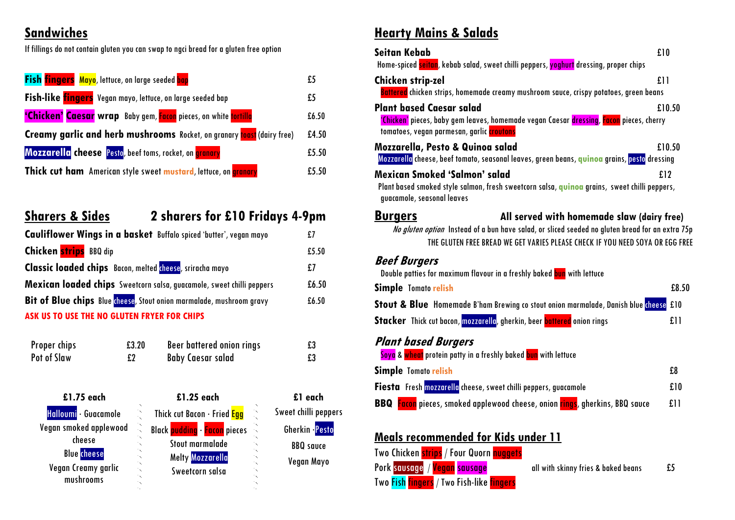## Sandwiches

If fillings do not contain gluten you can swap to ngci bread for a gluten free option

| | |
|---|---|
| **Fish fingers** Mayo, lettuce, on large seeded bap | £5 |
| **Fish-like fingers** Vegan mayo, lettuce, on large seeded bap | £5 |
| **'Chicken' Caesar wrap** Baby gem, Facon pieces, on white tortilla | £6.50 |
| **Creamy garlic and herb mushrooms** Rocket, on granary toast (dairy free) | £4.50 |
| **Mozzarella cheese** Pesto, beef toms, rocket, on granary | £5.50 |
| **Thick cut ham** American style sweet mustard, lettuce, on granary | £5.50 |

## Sharers & Sides

### 2 sharers for £10 Fridays 4-9pm

| | |
|---|---|
| **Cauliflower Wings in a basket** Buffalo spiced 'butter', vegan mayo | £7 |
| **Chicken strips** BBQ dip | £5.50 |
| **Classic loaded chips** Bacon, melted cheese, sriracha mayo | £7 |
| **Mexican loaded chips** Sweetcorn salsa, guacamole, sweet chilli peppers | £6.50 |
| **Bit of Blue chips** Blue cheese, Stout onion marmalade, mushroom gravy | £6.50 |

**ASK US TO USE THE NO GLUTEN FRYER FOR CHIPS**

| | | | |
|---|---|---|---|
| Proper chips | £3.20 | Beer battered onion rings | £3 |
| Pot of Slaw | £2 | Baby Caesar salad | £3 |

| £1.75 each | £1.25 each | £1 each |
|---|---|---|
| Halloumi · Guacamole | Thick cut Bacon · Fried Egg | Sweet chilli peppers |
| Vegan smoked applewood cheese | Black pudding · Facon pieces | Gherkin · Pesto |
| Blue cheese | Stout marmalade | BBQ sauce |
| Vegan Creamy garlic mushrooms | Melty Mozzarella | Vegan Mayo |
| | Sweetcorn salsa | |

## Hearty Mains & Salads

**Seitan Kebab** — £10
Home-spiced seitan, kebab salad, sweet chilli peppers, yoghurt dressing, proper chips

**Chicken strip-zel** — £11
Battered chicken strips, homemade creamy mushroom sauce, crispy potatoes, green beans

**Plant based Caesar salad** — £10.50
'Chicken' pieces, baby gem leaves, homemade vegan Caesar dressing, Facon pieces, cherry tomatoes, vegan parmesan, garlic croutons

**Mozzarella, Pesto & Quinoa salad** — £10.50
Mozzarella cheese, beef tomato, seasonal leaves, green beans, quinoa grains, pesto dressing

**Mexican Smoked 'Salmon' salad** — £12
Plant based smoked style salmon, fresh sweetcorn salsa, quinoa grains, sweet chilli peppers, guacamole, seasonal leaves

## Burgers

**All served with homemade slaw (dairy free)**

*No gluten option* Instead of a bun have salad, or sliced seeded no gluten bread for an extra 75p

THE GLUTEN FREE BREAD WE GET VARIES PLEASE CHECK IF YOU NEED SOYA OR EGG FREE

### *Beef Burgers*

Double patties for maximum flavour in a freshly baked bun with lettuce

| | |
|---|---|
| **Simple** Tomato relish | £8.50 |
| **Stout & Blue** Homemade B'ham Brewing co stout onion marmalade, Danish blue cheese | £10 |
| **Stacker** Thick cut bacon, mozzarella, gherkin, beer battered onion rings | £11 |

### *Plant based Burgers*

Soya & wheat protein patty in a freshly baked bun with lettuce

| | |
|---|---|
| **Simple** Tomato relish | £8 |
| **Fiesta** Fresh mozzarella cheese, sweet chilli peppers, guacamole | £10 |
| **BBQ** Facon pieces, smoked applewood cheese, onion rings, gherkins, BBQ sauce | £11 |

## Meals recommended for Kids under 11

Two Chicken strips / Four Quorn nuggets
Pork sausage / Vegan sausage
Two Fish fingers / Two Fish-like fingers

all with skinny fries & baked beans — £5